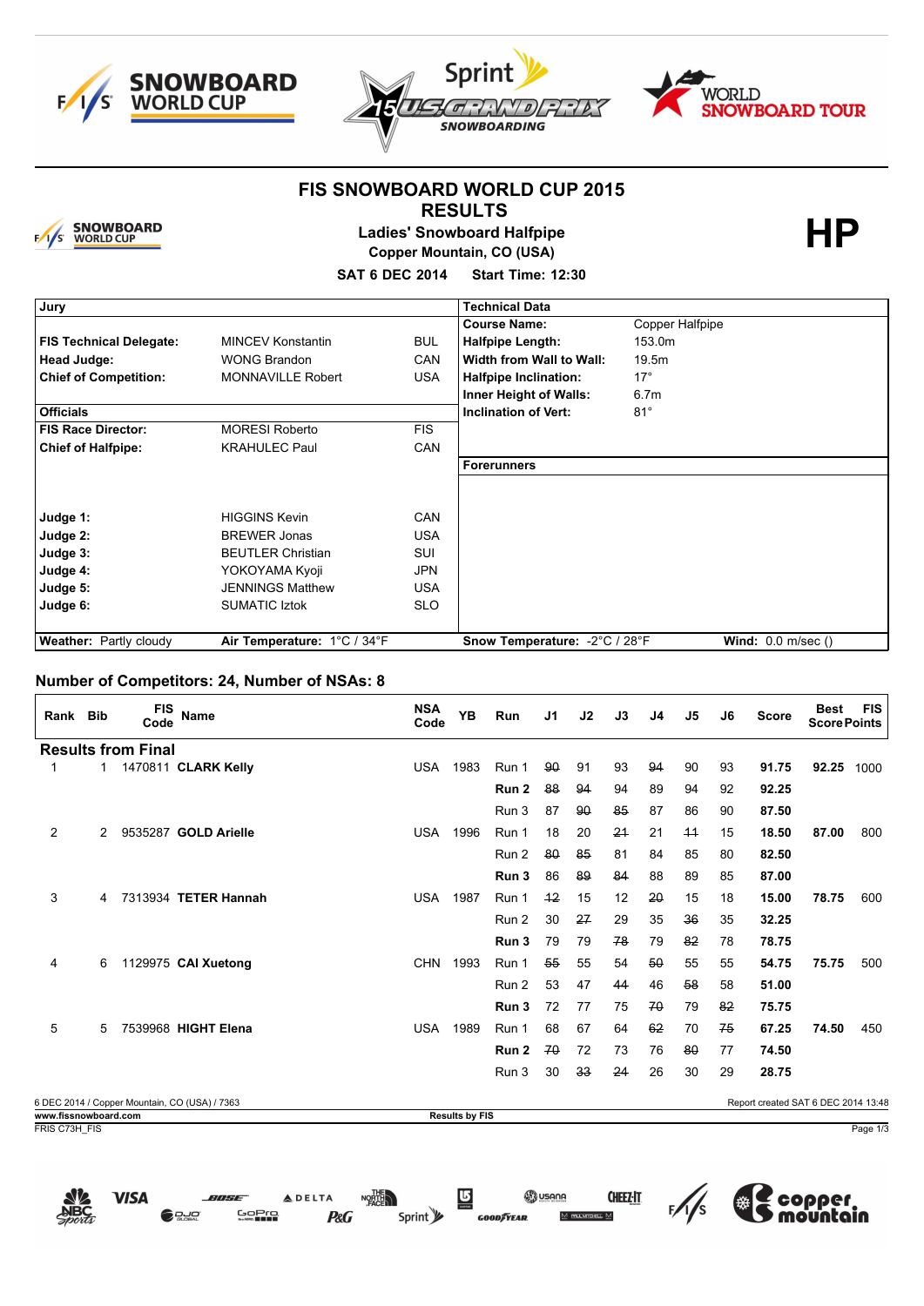# FIS SNOWBOARD WORLD CUP 2015

## RESULTS

### Ladies' Snowboard Halfpipe

**Copper Mountain, CO (USA)**

**SAT 6 DEC 2014 Start Time: 12:30**

**HP**

| Jury | | | Technical Data | |
|---|---|---|---|---|
| | | | **Course Name:** | Copper Halfpipe |
| **FIS Technical Delegate:** | MINCEV Konstantin | BUL | **Halfpipe Length:** | 153.0m |
| **Head Judge:** | WONG Brandon | CAN | **Width from Wall to Wall:** | 19.5m |
| **Chief of Competition:** | MONNAVILLE Robert | USA | **Halfpipe Inclination:** | 17° |
| | | | **Inner Height of Walls:** | 6.7m |
| **Officials** | | | **Inclination of Vert:** | 81° |
| **FIS Race Director:** | MORESI Roberto | FIS | | |
| **Chief of Halfpipe:** | KRAHULEC Paul | CAN | | |
| | | | **Forerunners** | |
| **Judge 1:** | HIGGINS Kevin | CAN | | |
| **Judge 2:** | BREWER Jonas | USA | | |
| **Judge 3:** | BEUTLER Christian | SUI | | |
| **Judge 4:** | YOKOYAMA Kyoji | JPN | | |
| **Judge 5:** | JENNINGS Matthew | USA | | |
| **Judge 6:** | SUMATIC Iztok | SLO | | |
| **Weather:** Partly cloudy | **Air Temperature:** 1°C / 34°F | | **Snow Temperature:** -2°C / 28°F | **Wind:** 0.0 m/sec () |

## Number of Competitors: 24, Number of NSAs: 8

| Rank | Bib | FIS Code | Name | NSA Code | YB | Run | J1 | J2 | J3 | J4 | J5 | J6 | Score | Best Score | FIS Points |
|---|---|---|---|---|---|---|---|---|---|---|---|---|---|---|---|
| **Results from Final** | | | | | | | | | | | | | | | |
| 1 | 1 | 1470811 | **CLARK Kelly** | USA | 1983 | Run 1 | ~~90~~ | 91 | 93 | ~~94~~ | 90 | 93 | **91.75** | **92.25** | 1000 |
| | | | | | | **Run 2** | ~~88~~ | ~~94~~ | 94 | 89 | 94 | 92 | **92.25** | | |
| | | | | | | Run 3 | 87 | ~~90~~ | ~~85~~ | 87 | 86 | 90 | **87.50** | | |
| 2 | 2 | 9535287 | **GOLD Arielle** | USA | 1996 | Run 1 | 18 | 20 | ~~21~~ | 21 | ~~11~~ | 15 | **18.50** | **87.00** | 800 |
| | | | | | | Run 2 | ~~80~~ | ~~85~~ | 81 | 84 | 85 | 80 | **82.50** | | |
| | | | | | | **Run 3** | 86 | ~~89~~ | ~~84~~ | 88 | 89 | 85 | **87.00** | | |
| 3 | 4 | 7313934 | **TETER Hannah** | USA | 1987 | Run 1 | ~~12~~ | 15 | 12 | ~~20~~ | 15 | 18 | **15.00** | **78.75** | 600 |
| | | | | | | Run 2 | 30 | ~~27~~ | 29 | 35 | ~~36~~ | 35 | **32.25** | | |
| | | | | | | **Run 3** | 79 | 79 | ~~78~~ | 79 | ~~82~~ | 78 | **78.75** | | |
| 4 | 6 | 1129975 | **CAI Xuetong** | CHN | 1993 | Run 1 | ~~55~~ | 55 | 54 | ~~50~~ | 55 | 55 | **54.75** | **75.75** | 500 |
| | | | | | | Run 2 | 53 | 47 | ~~44~~ | 46 | ~~58~~ | 58 | **51.00** | | |
| | | | | | | **Run 3** | 72 | 77 | 75 | ~~70~~ | 79 | ~~82~~ | **75.75** | | |
| 5 | 5 | 7539968 | **HIGHT Elena** | USA | 1989 | Run 1 | 68 | 67 | 64 | ~~62~~ | 70 | ~~75~~ | **67.25** | **74.50** | 450 |
| | | | | | | **Run 2** | ~~70~~ | 72 | 73 | 76 | ~~80~~ | 77 | **74.50** | | |
| | | | | | | Run 3 | 30 | ~~33~~ | ~~24~~ | 26 | 30 | 29 | **28.75** | | |

6 DEC 2014 / Copper Mountain, CO (USA) / 7363 — Report created SAT 6 DEC 2014 13:48

www.fissnowboard.com — Results by FIS

FRIS C73H_FIS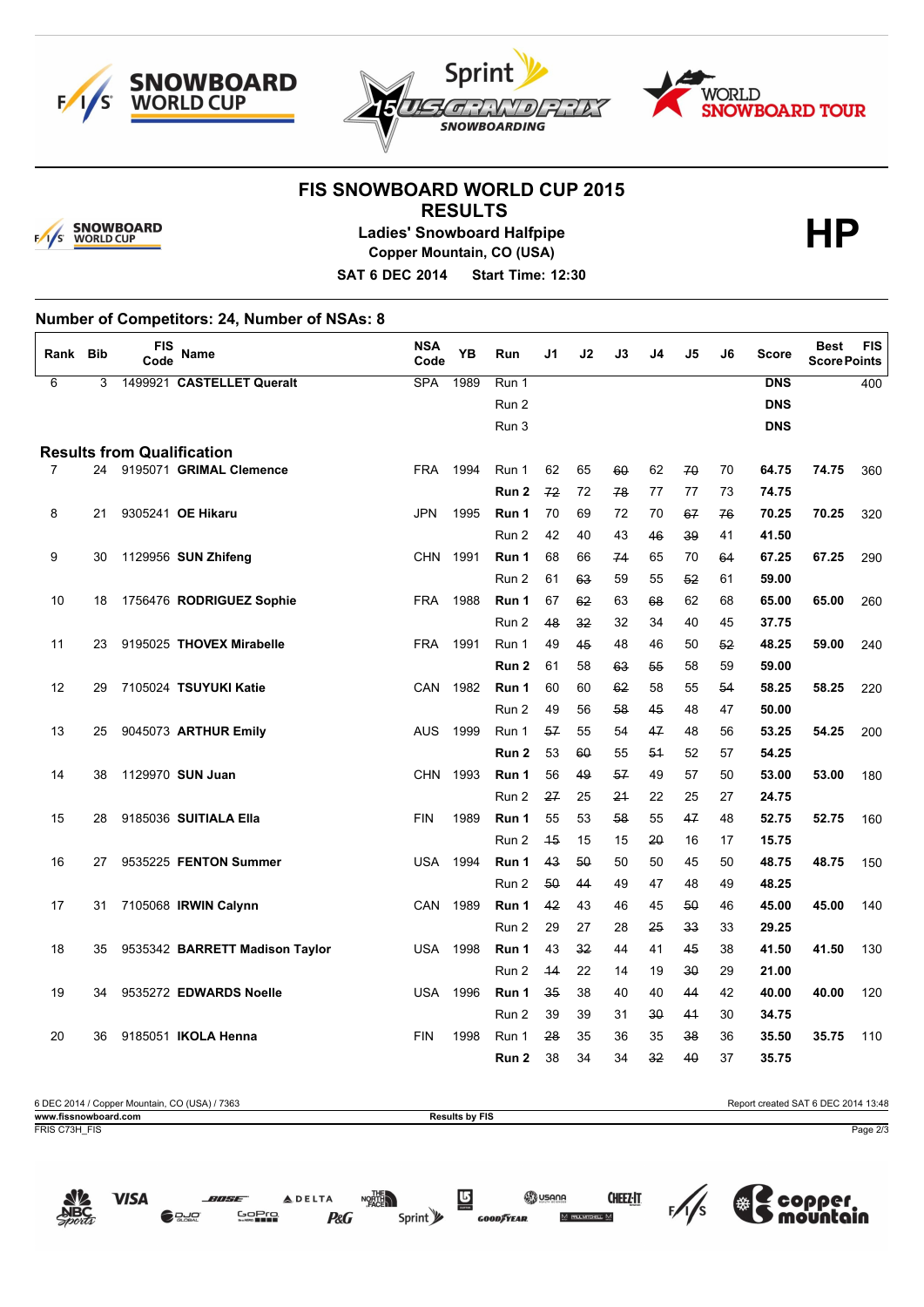# FIS SNOWBOARD WORLD CUP 2015

## RESULTS

**Ladies' Snowboard Halfpipe**

**Copper Mountain, CO (USA)**

**SAT 6 DEC 2014 Start Time: 12:30**

**HP**

### Number of Competitors: 24, Number of NSAs: 8

| Rank | Bib | FIS Code | Name | NSA Code | YB | Run | J1 | J2 | J3 | J4 | J5 | J6 | Score | Best Score | FIS Points |
|---|---|---|---|---|---|---|---|---|---|---|---|---|---|---|---|
| 6 | 3 | 1499921 | **CASTELLET Queralt** | SPA | 1989 | Run 1 | | | | | | | **DNS** | | 400 |
| | | | | | | Run 2 | | | | | | | **DNS** | | |
| | | | | | | Run 3 | | | | | | | **DNS** | | |
| **Results from Qualification** | | | | | | | | | | | | | | | |
| 7 | 24 | 9195071 | **GRIMAL Clemence** | FRA | 1994 | Run 1 | 62 | 65 | ~~60~~ | 62 | ~~70~~ | 70 | **64.75** | **74.75** | 360 |
| | | | | | | **Run 2** | ~~72~~ | 72 | ~~78~~ | 77 | 77 | 73 | **74.75** | | |
| 8 | 21 | 9305241 | **OE Hikaru** | JPN | 1995 | **Run 1** | 70 | 69 | 72 | 70 | ~~67~~ | ~~76~~ | **70.25** | **70.25** | 320 |
| | | | | | | Run 2 | 42 | 40 | 43 | ~~46~~ | ~~39~~ | 41 | **41.50** | | |
| 9 | 30 | 1129956 | **SUN Zhifeng** | CHN | 1991 | **Run 1** | 68 | 66 | ~~74~~ | 65 | 70 | ~~64~~ | **67.25** | **67.25** | 290 |
| | | | | | | Run 2 | 61 | ~~63~~ | 59 | 55 | ~~52~~ | 61 | **59.00** | | |
| 10 | 18 | 1756476 | **RODRIGUEZ Sophie** | FRA | 1988 | **Run 1** | 67 | ~~62~~ | 63 | ~~68~~ | 62 | 68 | **65.00** | **65.00** | 260 |
| | | | | | | Run 2 | ~~48~~ | ~~32~~ | 32 | 34 | 40 | 45 | **37.75** | | |
| 11 | 23 | 9195025 | **THOVEX Mirabelle** | FRA | 1991 | Run 1 | 49 | ~~45~~ | 48 | 46 | 50 | ~~52~~ | **48.25** | **59.00** | 240 |
| | | | | | | **Run 2** | 61 | 58 | ~~63~~ | ~~55~~ | 58 | 59 | **59.00** | | |
| 12 | 29 | 7105024 | **TSUYUKI Katie** | CAN | 1982 | **Run 1** | 60 | 60 | ~~62~~ | 58 | 55 | ~~54~~ | **58.25** | **58.25** | 220 |
| | | | | | | Run 2 | 49 | 56 | ~~58~~ | ~~45~~ | 48 | 47 | **50.00** | | |
| 13 | 25 | 9045073 | **ARTHUR Emily** | AUS | 1999 | Run 1 | ~~57~~ | 55 | 54 | ~~47~~ | 48 | 56 | **53.25** | **54.25** | 200 |
| | | | | | | **Run 2** | 53 | ~~60~~ | 55 | ~~51~~ | 52 | 57 | **54.25** | | |
| 14 | 38 | 1129970 | **SUN Juan** | CHN | 1993 | **Run 1** | 56 | ~~49~~ | ~~57~~ | 49 | 57 | 50 | **53.00** | **53.00** | 180 |
| | | | | | | Run 2 | ~~27~~ | 25 | ~~21~~ | 22 | 25 | 27 | **24.75** | | |
| 15 | 28 | 9185036 | **SUITIALA Ella** | FIN | 1989 | **Run 1** | 55 | 53 | ~~58~~ | 55 | ~~47~~ | 48 | **52.75** | **52.75** | 160 |
| | | | | | | Run 2 | ~~15~~ | 15 | 15 | ~~20~~ | 16 | 17 | **15.75** | | |
| 16 | 27 | 9535225 | **FENTON Summer** | USA | 1994 | **Run 1** | ~~43~~ | ~~50~~ | 50 | 50 | 45 | 50 | **48.75** | **48.75** | 150 |
| | | | | | | Run 2 | ~~50~~ | ~~44~~ | 49 | 47 | 48 | 49 | **48.25** | | |
| 17 | 31 | 7105068 | **IRWIN Calynn** | CAN | 1989 | **Run 1** | ~~42~~ | 43 | 46 | 45 | ~~50~~ | 46 | **45.00** | **45.00** | 140 |
| | | | | | | Run 2 | 29 | 27 | 28 | ~~25~~ | ~~33~~ | 33 | **29.25** | | |
| 18 | 35 | 9535342 | **BARRETT Madison Taylor** | USA | 1998 | **Run 1** | 43 | ~~32~~ | 44 | 41 | ~~45~~ | 38 | **41.50** | **41.50** | 130 |
| | | | | | | Run 2 | ~~14~~ | 22 | 14 | 19 | ~~30~~ | 29 | **21.00** | | |
| 19 | 34 | 9535272 | **EDWARDS Noelle** | USA | 1996 | **Run 1** | ~~35~~ | 38 | 40 | 40 | ~~44~~ | 42 | **40.00** | **40.00** | 120 |
| | | | | | | Run 2 | 39 | 39 | 31 | ~~30~~ | ~~41~~ | 30 | **34.75** | | |
| 20 | 36 | 9185051 | **IKOLA Henna** | FIN | 1998 | Run 1 | ~~28~~ | 35 | 36 | 35 | ~~38~~ | 36 | **35.50** | **35.75** | 110 |
| | | | | | | **Run 2** | 38 | 34 | 34 | ~~32~~ | ~~40~~ | 37 | **35.75** | | |

6 DEC 2014 / Copper Mountain, CO (USA) / 7363 — Report created SAT 6 DEC 2014 13:48

www.fissnowboard.com — Results by FIS

FRIS C73H_FIS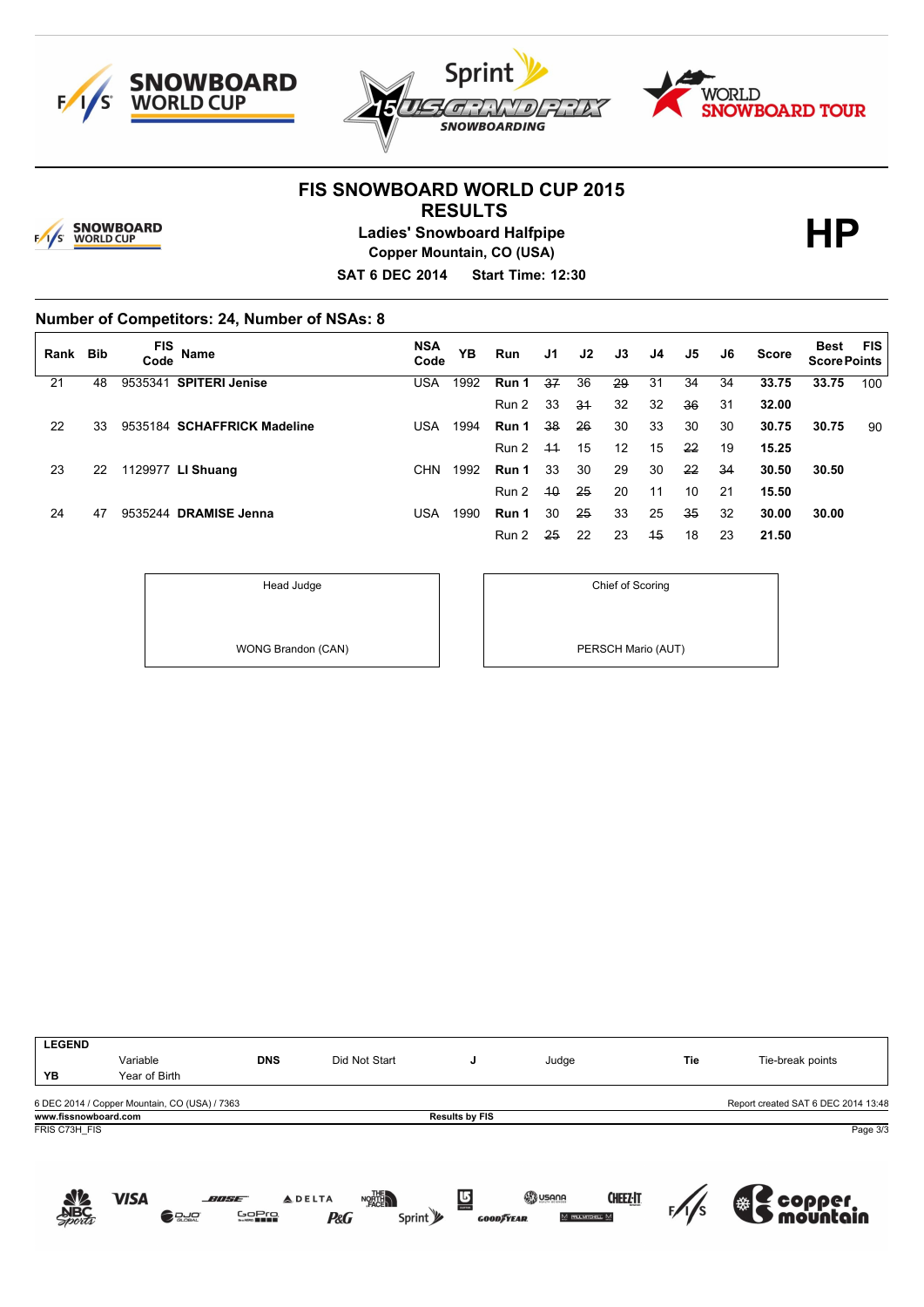# FIS SNOWBOARD WORLD CUP 2015

## RESULTS

### Ladies' Snowboard Halfpipe

Copper Mountain, CO (USA)

**SAT 6 DEC 2014** **Start Time: 12:30**

**HP**

**Number of Competitors: 24, Number of NSAs: 8**

| Rank | Bib | FIS Code | Name | NSA Code | YB | Run | J1 | J2 | J3 | J4 | J5 | J6 | Score | Best Score | FIS Points |
|---|---|---|---|---|---|---|---|---|---|---|---|---|---|---|---|
| 21 | 48 | 9535341 | **SPITERI Jenise** | USA | 1992 | **Run 1** | ~~37~~ | 36 | ~~29~~ | 31 | 34 | 34 | **33.75** | **33.75** | 100 |
| | | | | | | Run 2 | 33 | ~~31~~ | 32 | 32 | ~~36~~ | 31 | **32.00** | | |
| 22 | 33 | 9535184 | **SCHAFFRICK Madeline** | USA | 1994 | **Run 1** | ~~38~~ | ~~26~~ | 30 | 33 | 30 | 30 | **30.75** | **30.75** | 90 |
| | | | | | | Run 2 | ~~11~~ | 15 | 12 | 15 | ~~22~~ | 19 | **15.25** | | |
| 23 | 22 | 1129977 | **LI Shuang** | CHN | 1992 | **Run 1** | 33 | 30 | 29 | 30 | ~~22~~ | ~~34~~ | **30.50** | **30.50** | |
| | | | | | | Run 2 | ~~10~~ | ~~25~~ | 20 | 11 | 10 | 21 | **15.50** | | |
| 24 | 47 | 9535244 | **DRAMISE Jenna** | USA | 1990 | **Run 1** | 30 | ~~25~~ | 33 | 25 | ~~35~~ | 32 | **30.00** | **30.00** | |
| | | | | | | Run 2 | ~~25~~ | 22 | 23 | ~~15~~ | 18 | 23 | **21.50** | | |

| Head Judge | Chief of Scoring |
|---|---|
| WONG Brandon (CAN) | PERSCH Mario (AUT) |

**LEGEND**

| | | | | | | | |
|---|---|---|---|---|---|---|---|
| | Variable | **DNS** | Did Not Start | **J** | Judge | **Tie** | Tie-break points |
| **YB** | Year of Birth | | | | | | |

6 DEC 2014 / Copper Mountain, CO (USA) / 7363

Report created SAT 6 DEC 2014 13:48

**www.fissnowboard.com**

**Results by FIS**

FRIS C73H_FIS